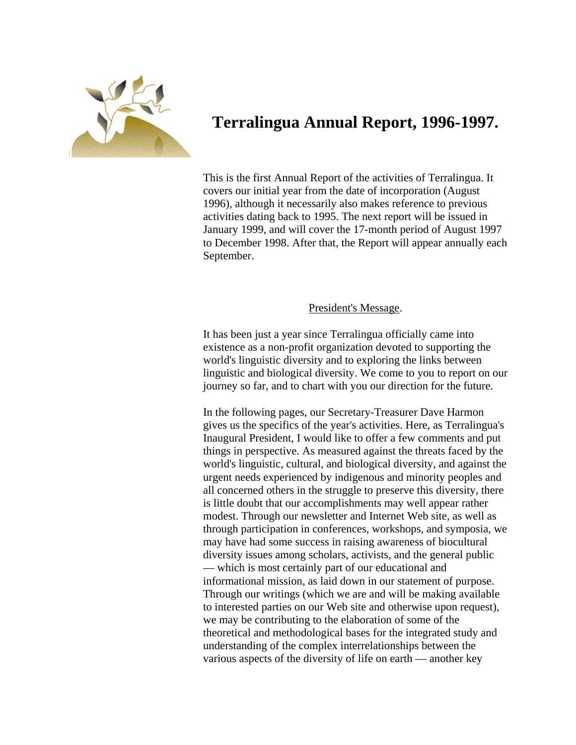# Terralingua Annual Report, 1996-1997.

This is the first Annual Report of the activities of Terralingua. It covers our initial year from the date of incorporation (August 1996), although it necessarily also makes reference to previous activities dating back to 1995. The next report will be issued in January 1999, and will cover the 17-month period of August 1997 to December 1998. After that, the Report will appear annually each September.

## President's Message.

It has been just a year since Terralingua officially came into existence as a non-profit organization devoted to supporting the world's linguistic diversity and to exploring the links between linguistic and biological diversity. We come to you to report on our journey so far, and to chart with you our direction for the future.

In the following pages, our Secretary-Treasurer Dave Harmon gives us the specifics of the year's activities. Here, as Terralingua's Inaugural President, I would like to offer a few comments and put things in perspective. As measured against the threats faced by the world's linguistic, cultural, and biological diversity, and against the urgent needs experienced by indigenous and minority peoples and all concerned others in the struggle to preserve this diversity, there is little doubt that our accomplishments may well appear rather modest. Through our newsletter and Internet Web site, as well as through participation in conferences, workshops, and symposia, we may have had some success in raising awareness of biocultural diversity issues among scholars, activists, and the general public — which is most certainly part of our educational and informational mission, as laid down in our statement of purpose. Through our writings (which we are and will be making available to interested parties on our Web site and otherwise upon request), we may be contributing to the elaboration of some of the theoretical and methodological bases for the integrated study and understanding of the complex interrelationships between the various aspects of the diversity of life on earth — another key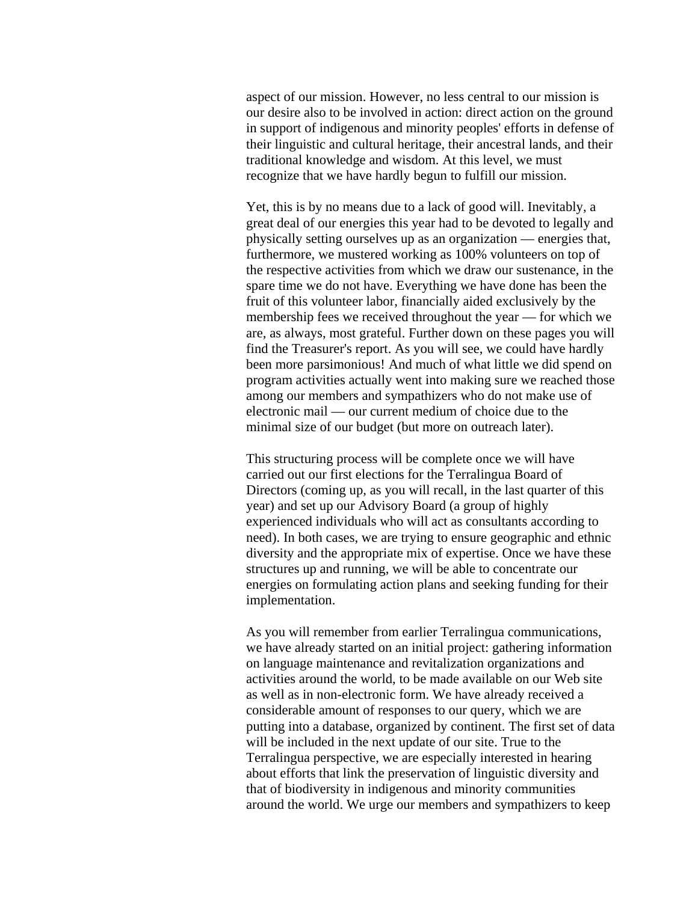aspect of our mission. However, no less central to our mission is our desire also to be involved in action: direct action on the ground in support of indigenous and minority peoples' efforts in defense of their linguistic and cultural heritage, their ancestral lands, and their traditional knowledge and wisdom. At this level, we must recognize that we have hardly begun to fulfill our mission.

Yet, this is by no means due to a lack of good will. Inevitably, a great deal of our energies this year had to be devoted to legally and physically setting ourselves up as an organization — energies that, furthermore, we mustered working as 100% volunteers on top of the respective activities from which we draw our sustenance, in the spare time we do not have. Everything we have done has been the fruit of this volunteer labor, financially aided exclusively by the membership fees we received throughout the year — for which we are, as always, most grateful. Further down on these pages you will find the Treasurer's report. As you will see, we could have hardly been more parsimonious! And much of what little we did spend on program activities actually went into making sure we reached those among our members and sympathizers who do not make use of electronic mail — our current medium of choice due to the minimal size of our budget (but more on outreach later).

This structuring process will be complete once we will have carried out our first elections for the Terralingua Board of Directors (coming up, as you will recall, in the last quarter of this year) and set up our Advisory Board (a group of highly experienced individuals who will act as consultants according to need). In both cases, we are trying to ensure geographic and ethnic diversity and the appropriate mix of expertise. Once we have these structures up and running, we will be able to concentrate our energies on formulating action plans and seeking funding for their implementation.

As you will remember from earlier Terralingua communications, we have already started on an initial project: gathering information on language maintenance and revitalization organizations and activities around the world, to be made available on our Web site as well as in non-electronic form. We have already received a considerable amount of responses to our query, which we are putting into a database, organized by continent. The first set of data will be included in the next update of our site. True to the Terralingua perspective, we are especially interested in hearing about efforts that link the preservation of linguistic diversity and that of biodiversity in indigenous and minority communities around the world. We urge our members and sympathizers to keep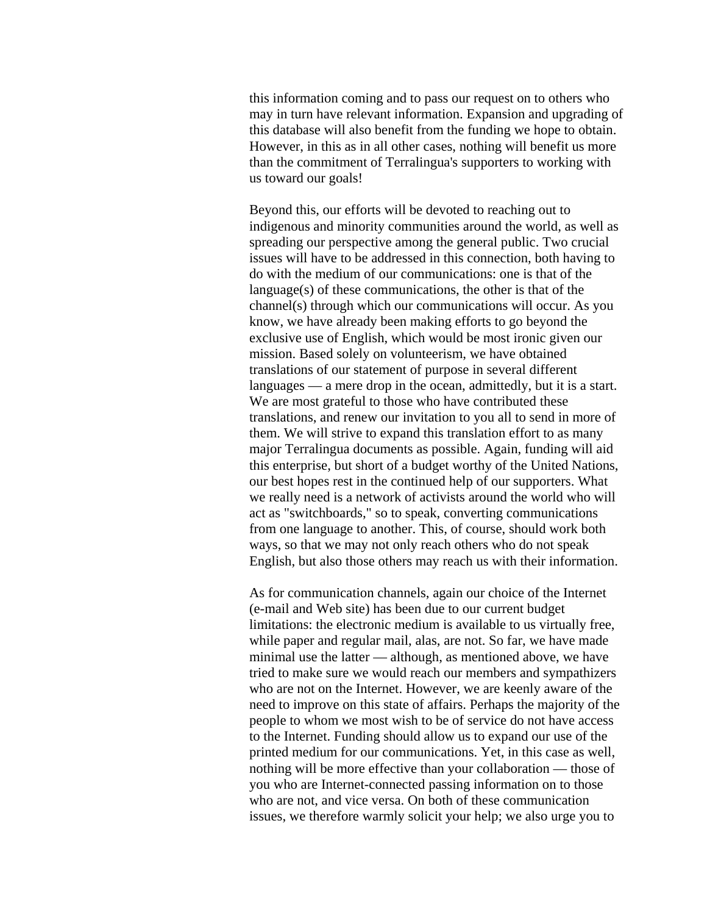this information coming and to pass our request on to others who may in turn have relevant information. Expansion and upgrading of this database will also benefit from the funding we hope to obtain. However, in this as in all other cases, nothing will benefit us more than the commitment of Terralingua's supporters to working with us toward our goals!

Beyond this, our efforts will be devoted to reaching out to indigenous and minority communities around the world, as well as spreading our perspective among the general public. Two crucial issues will have to be addressed in this connection, both having to do with the medium of our communications: one is that of the language(s) of these communications, the other is that of the channel(s) through which our communications will occur. As you know, we have already been making efforts to go beyond the exclusive use of English, which would be most ironic given our mission. Based solely on volunteerism, we have obtained translations of our statement of purpose in several different languages — a mere drop in the ocean, admittedly, but it is a start. We are most grateful to those who have contributed these translations, and renew our invitation to you all to send in more of them. We will strive to expand this translation effort to as many major Terralingua documents as possible. Again, funding will aid this enterprise, but short of a budget worthy of the United Nations, our best hopes rest in the continued help of our supporters. What we really need is a network of activists around the world who will act as "switchboards," so to speak, converting communications from one language to another. This, of course, should work both ways, so that we may not only reach others who do not speak English, but also those others may reach us with their information.

As for communication channels, again our choice of the Internet (e-mail and Web site) has been due to our current budget limitations: the electronic medium is available to us virtually free, while paper and regular mail, alas, are not. So far, we have made minimal use the latter — although, as mentioned above, we have tried to make sure we would reach our members and sympathizers who are not on the Internet. However, we are keenly aware of the need to improve on this state of affairs. Perhaps the majority of the people to whom we most wish to be of service do not have access to the Internet. Funding should allow us to expand our use of the printed medium for our communications. Yet, in this case as well, nothing will be more effective than your collaboration — those of you who are Internet-connected passing information on to those who are not, and vice versa. On both of these communication issues, we therefore warmly solicit your help; we also urge you to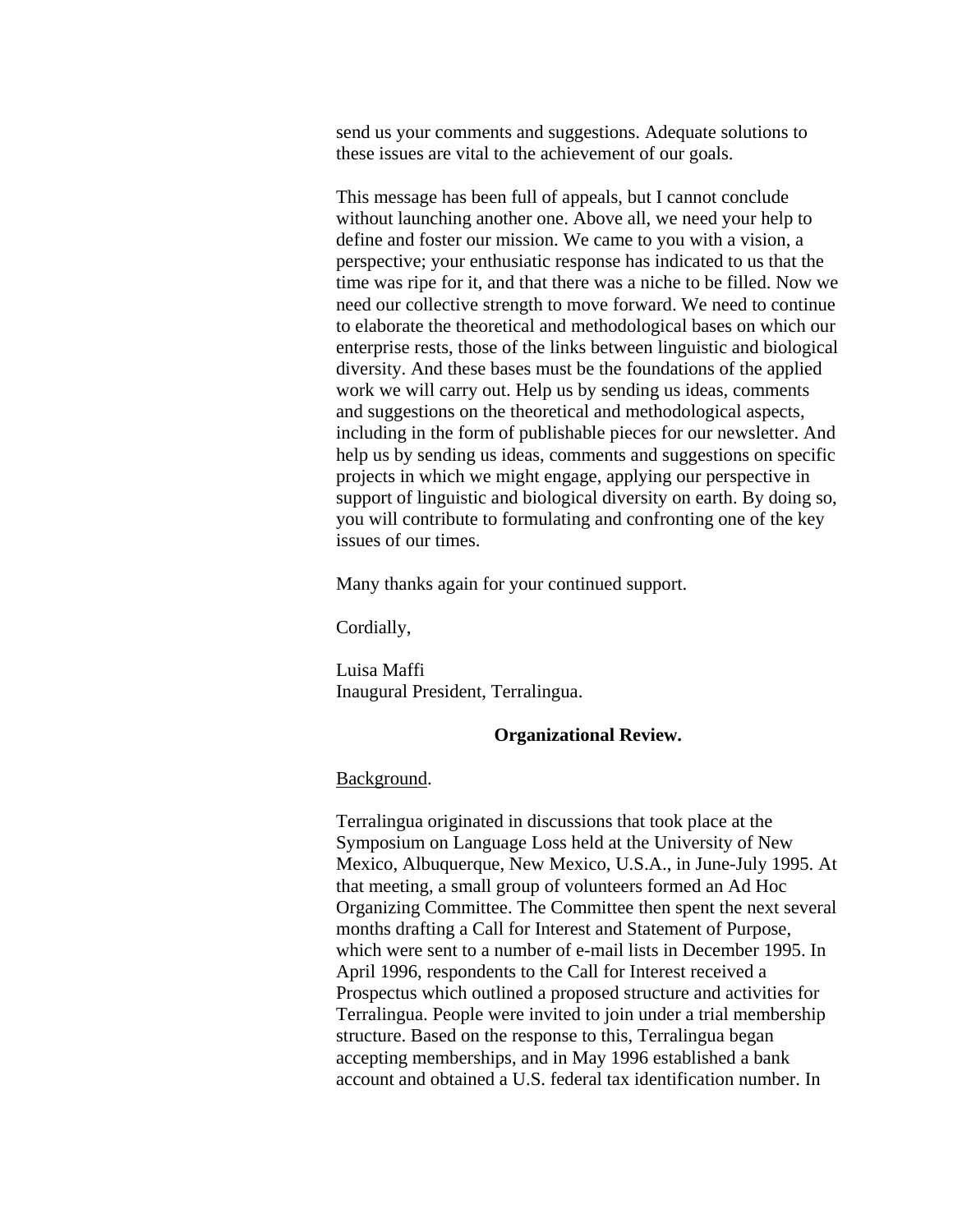send us your comments and suggestions. Adequate solutions to these issues are vital to the achievement of our goals.

This message has been full of appeals, but I cannot conclude without launching another one. Above all, we need your help to define and foster our mission. We came to you with a vision, a perspective; your enthusiatic response has indicated to us that the time was ripe for it, and that there was a niche to be filled. Now we need our collective strength to move forward. We need to continue to elaborate the theoretical and methodological bases on which our enterprise rests, those of the links between linguistic and biological diversity. And these bases must be the foundations of the applied work we will carry out. Help us by sending us ideas, comments and suggestions on the theoretical and methodological aspects, including in the form of publishable pieces for our newsletter. And help us by sending us ideas, comments and suggestions on specific projects in which we might engage, applying our perspective in support of linguistic and biological diversity on earth. By doing so, you will contribute to formulating and confronting one of the key issues of our times.

Many thanks again for your continued support.

Cordially,

Luisa Maffi
Inaugural President, Terralingua.

## Organizational Review.

Background.

Terralingua originated in discussions that took place at the Symposium on Language Loss held at the University of New Mexico, Albuquerque, New Mexico, U.S.A., in June-July 1995. At that meeting, a small group of volunteers formed an Ad Hoc Organizing Committee. The Committee then spent the next several months drafting a Call for Interest and Statement of Purpose, which were sent to a number of e-mail lists in December 1995. In April 1996, respondents to the Call for Interest received a Prospectus which outlined a proposed structure and activities for Terralingua. People were invited to join under a trial membership structure. Based on the response to this, Terralingua began accepting memberships, and in May 1996 established a bank account and obtained a U.S. federal tax identification number. In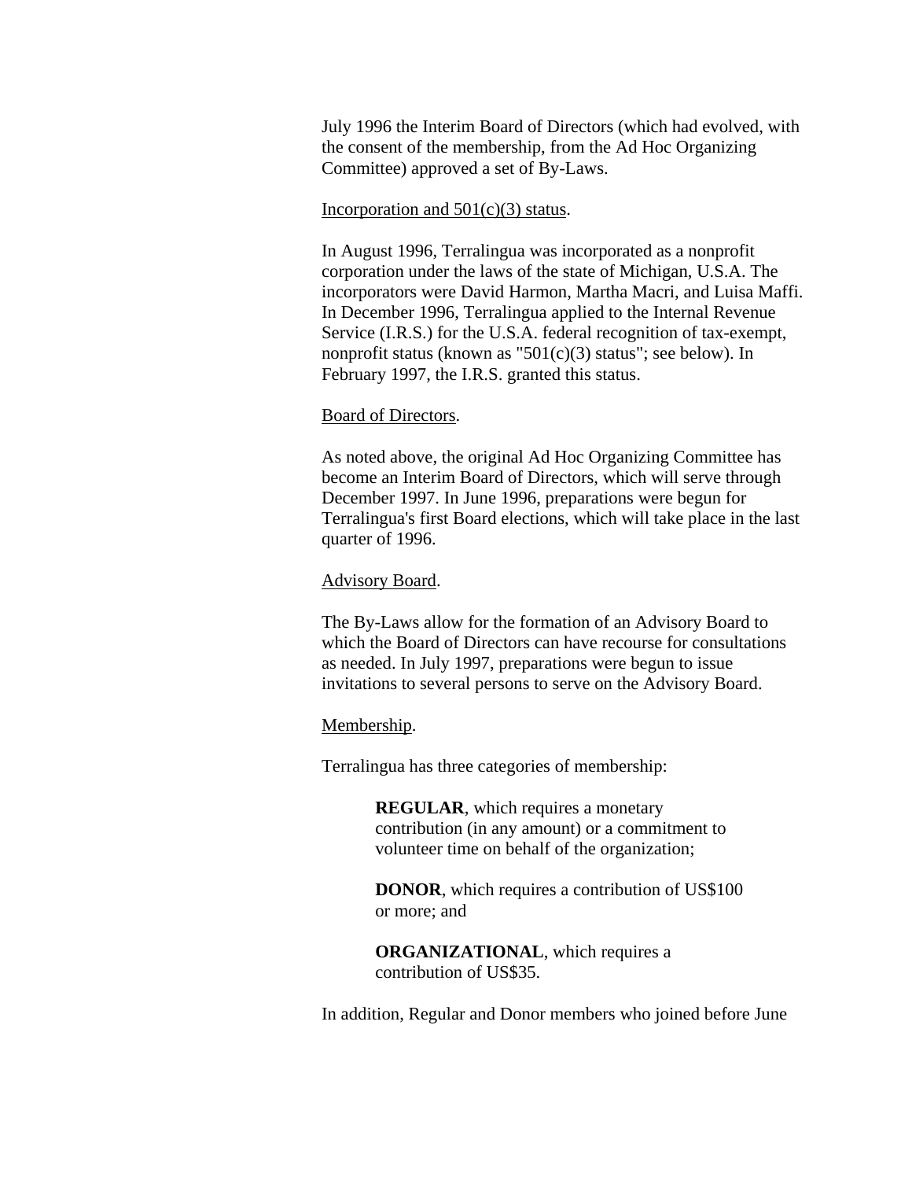July 1996 the Interim Board of Directors (which had evolved, with the consent of the membership, from the Ad Hoc Organizing Committee) approved a set of By-Laws.

<u>Incorporation and 501(c)(3) status</u>.

In August 1996, Terralingua was incorporated as a nonprofit corporation under the laws of the state of Michigan, U.S.A. The incorporators were David Harmon, Martha Macri, and Luisa Maffi. In December 1996, Terralingua applied to the Internal Revenue Service (I.R.S.) for the U.S.A. federal recognition of tax-exempt, nonprofit status (known as "501(c)(3) status"; see below). In February 1997, the I.R.S. granted this status.

<u>Board of Directors</u>.

As noted above, the original Ad Hoc Organizing Committee has become an Interim Board of Directors, which will serve through December 1997. In June 1996, preparations were begun for Terralingua's first Board elections, which will take place in the last quarter of 1996.

<u>Advisory Board</u>.

The By-Laws allow for the formation of an Advisory Board to which the Board of Directors can have recourse for consultations as needed. In July 1997, preparations were begun to issue invitations to several persons to serve on the Advisory Board.

<u>Membership</u>.

Terralingua has three categories of membership:

> **REGULAR**, which requires a monetary contribution (in any amount) or a commitment to volunteer time on behalf of the organization;
>
> **DONOR**, which requires a contribution of US$100 or more; and
>
> **ORGANIZATIONAL**, which requires a contribution of US$35.

In addition, Regular and Donor members who joined before June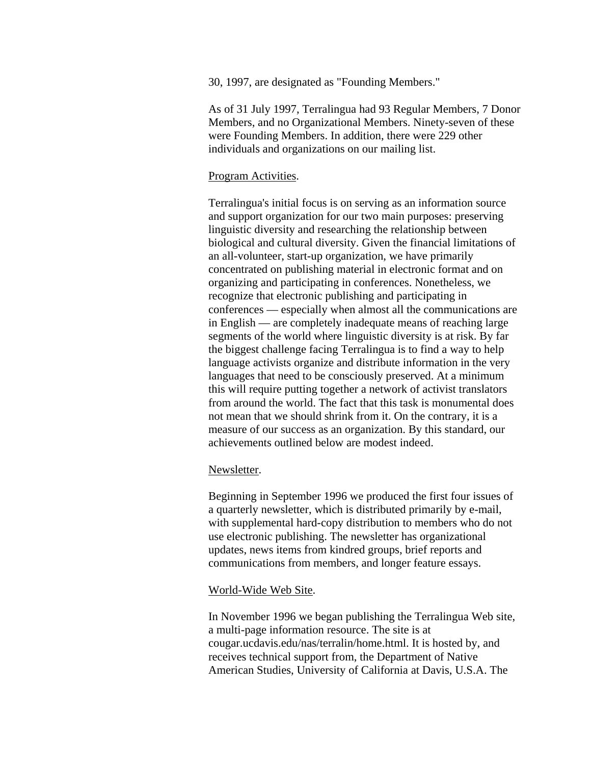30, 1997, are designated as "Founding Members."

As of 31 July 1997, Terralingua had 93 Regular Members, 7 Donor Members, and no Organizational Members. Ninety-seven of these were Founding Members. In addition, there were 229 other individuals and organizations on our mailing list.

<u>Program Activities</u>.

Terralingua's initial focus is on serving as an information source and support organization for our two main purposes: preserving linguistic diversity and researching the relationship between biological and cultural diversity. Given the financial limitations of an all-volunteer, start-up organization, we have primarily concentrated on publishing material in electronic format and on organizing and participating in conferences. Nonetheless, we recognize that electronic publishing and participating in conferences — especially when almost all the communications are in English — are completely inadequate means of reaching large segments of the world where linguistic diversity is at risk. By far the biggest challenge facing Terralingua is to find a way to help language activists organize and distribute information in the very languages that need to be consciously preserved. At a minimum this will require putting together a network of activist translators from around the world. The fact that this task is monumental does not mean that we should shrink from it. On the contrary, it is a measure of our success as an organization. By this standard, our achievements outlined below are modest indeed.

<u>Newsletter</u>.

Beginning in September 1996 we produced the first four issues of a quarterly newsletter, which is distributed primarily by e-mail, with supplemental hard-copy distribution to members who do not use electronic publishing. The newsletter has organizational updates, news items from kindred groups, brief reports and communications from members, and longer feature essays.

<u>World-Wide Web Site</u>.

In November 1996 we began publishing the Terralingua Web site, a multi-page information resource. The site is at cougar.ucdavis.edu/nas/terralin/home.html. It is hosted by, and receives technical support from, the Department of Native American Studies, University of California at Davis, U.S.A. The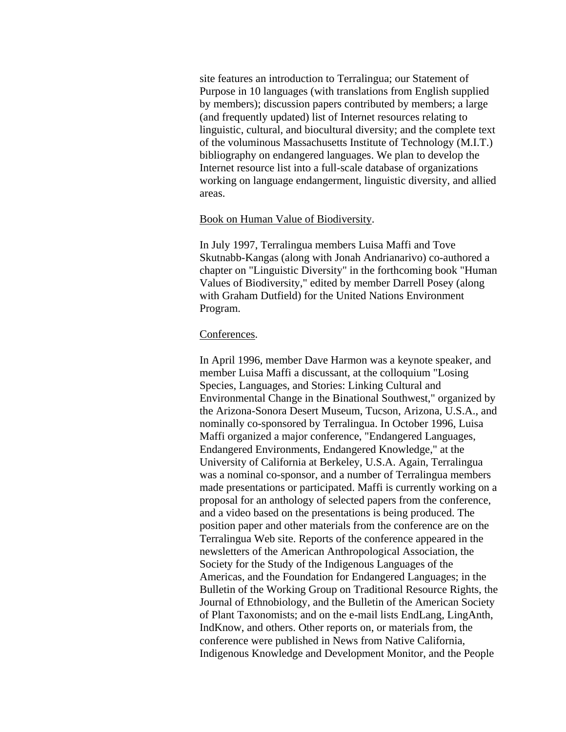site features an introduction to Terralingua; our Statement of Purpose in 10 languages (with translations from English supplied by members); discussion papers contributed by members; a large (and frequently updated) list of Internet resources relating to linguistic, cultural, and biocultural diversity; and the complete text of the voluminous Massachusetts Institute of Technology (M.I.T.) bibliography on endangered languages. We plan to develop the Internet resource list into a full-scale database of organizations working on language endangerment, linguistic diversity, and allied areas.

<u>Book on Human Value of Biodiversity</u>.

In July 1997, Terralingua members Luisa Maffi and Tove Skutnabb-Kangas (along with Jonah Andrianarivo) co-authored a chapter on "Linguistic Diversity" in the forthcoming book "Human Values of Biodiversity," edited by member Darrell Posey (along with Graham Dutfield) for the United Nations Environment Program.

<u>Conferences</u>.

In April 1996, member Dave Harmon was a keynote speaker, and member Luisa Maffi a discussant, at the colloquium "Losing Species, Languages, and Stories: Linking Cultural and Environmental Change in the Binational Southwest," organized by the Arizona-Sonora Desert Museum, Tucson, Arizona, U.S.A., and nominally co-sponsored by Terralingua. In October 1996, Luisa Maffi organized a major conference, "Endangered Languages, Endangered Environments, Endangered Knowledge," at the University of California at Berkeley, U.S.A. Again, Terralingua was a nominal co-sponsor, and a number of Terralingua members made presentations or participated. Maffi is currently working on a proposal for an anthology of selected papers from the conference, and a video based on the presentations is being produced. The position paper and other materials from the conference are on the Terralingua Web site. Reports of the conference appeared in the newsletters of the American Anthropological Association, the Society for the Study of the Indigenous Languages of the Americas, and the Foundation for Endangered Languages; in the Bulletin of the Working Group on Traditional Resource Rights, the Journal of Ethnobiology, and the Bulletin of the American Society of Plant Taxonomists; and on the e-mail lists EndLang, LingAnth, IndKnow, and others. Other reports on, or materials from, the conference were published in News from Native California, Indigenous Knowledge and Development Monitor, and the People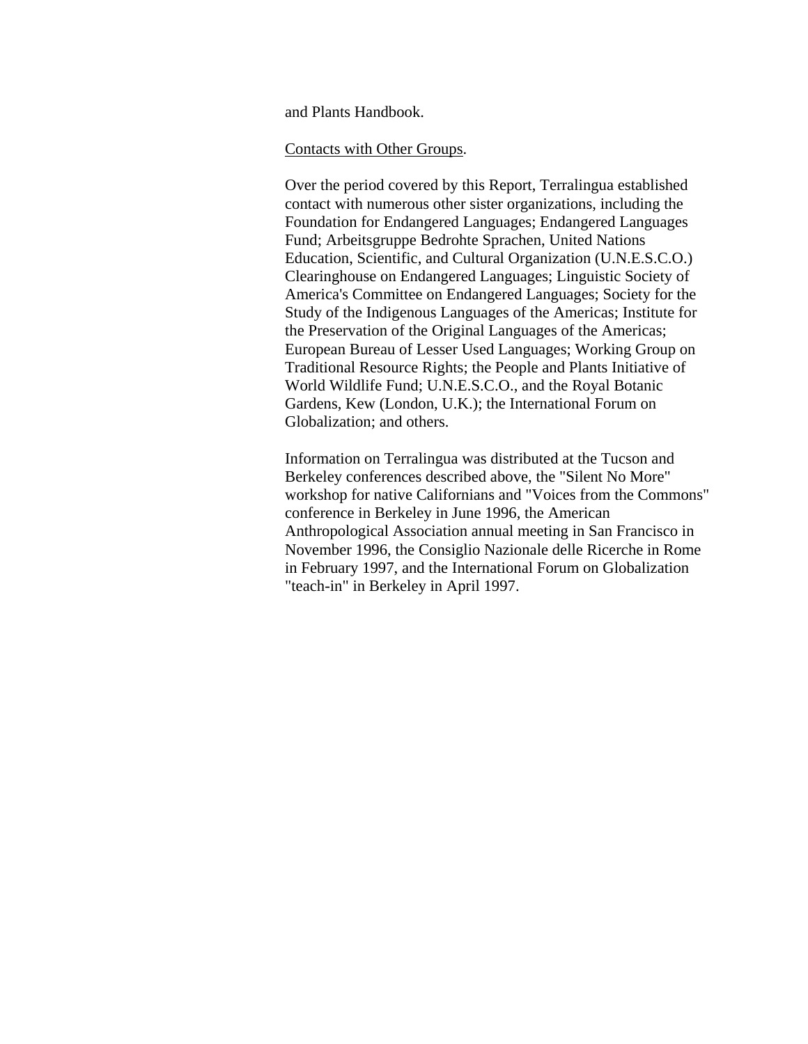and Plants Handbook.

Contacts with Other Groups.

Over the period covered by this Report, Terralingua established contact with numerous other sister organizations, including the Foundation for Endangered Languages; Endangered Languages Fund; Arbeitsgruppe Bedrohte Sprachen, United Nations Education, Scientific, and Cultural Organization (U.N.E.S.C.O.) Clearinghouse on Endangered Languages; Linguistic Society of America's Committee on Endangered Languages; Society for the Study of the Indigenous Languages of the Americas; Institute for the Preservation of the Original Languages of the Americas; European Bureau of Lesser Used Languages; Working Group on Traditional Resource Rights; the People and Plants Initiative of World Wildlife Fund; U.N.E.S.C.O., and the Royal Botanic Gardens, Kew (London, U.K.); the International Forum on Globalization; and others.

Information on Terralingua was distributed at the Tucson and Berkeley conferences described above, the "Silent No More" workshop for native Californians and "Voices from the Commons" conference in Berkeley in June 1996, the American Anthropological Association annual meeting in San Francisco in November 1996, the Consiglio Nazionale delle Ricerche in Rome in February 1997, and the International Forum on Globalization "teach-in" in Berkeley in April 1997.